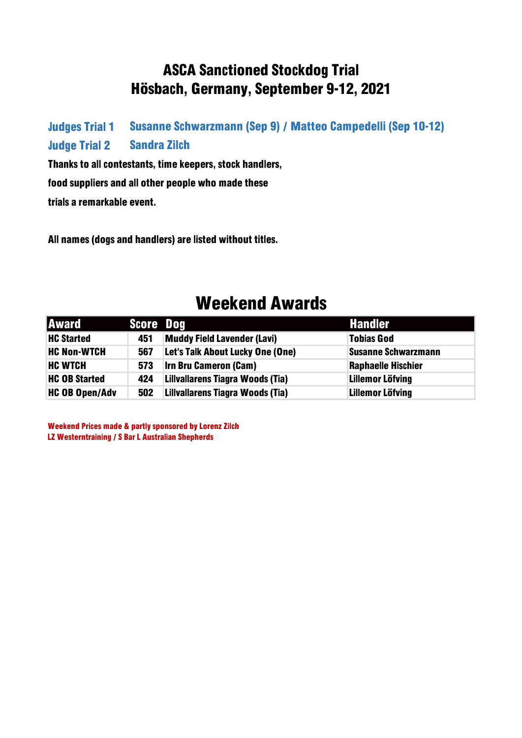# ASCA Sanctioned Stockdog Trial
# Hösbach, Germany, September 9-12, 2021

**Judges Trial 1** Susanne Schwarzmann (Sep 9) / Matteo Campedelli (Sep 10-12)

**Judge Trial 2** Sandra Zilch

**Thanks to all contestants, time keepers, stock handlers, food suppliers and all other people who made these trials a remarkable event.**

**All names (dogs and handlers) are listed without titles.**

## Weekend Awards

| Award | Score | Dog | Handler |
|---|---|---|---|
| HC Started | 451 | Muddy Field Lavender (Lavi) | Tobias God |
| HC Non-WTCH | 567 | Let's Talk About Lucky One (One) | Susanne Schwarzmann |
| HC WTCH | 573 | Irn Bru Cameron (Cam) | Raphaelle Hischier |
| HC OB Started | 424 | Lillvallarens Tiagra Woods (Tia) | Lillemor Löfving |
| HC OB Open/Adv | 502 | Lillvallarens Tiagra Woods (Tia) | Lillemor Löfving |

Weekend Prices made & partly sponsored by Lorenz Zilch
LZ Westerntraining / S Bar L Australian Shepherds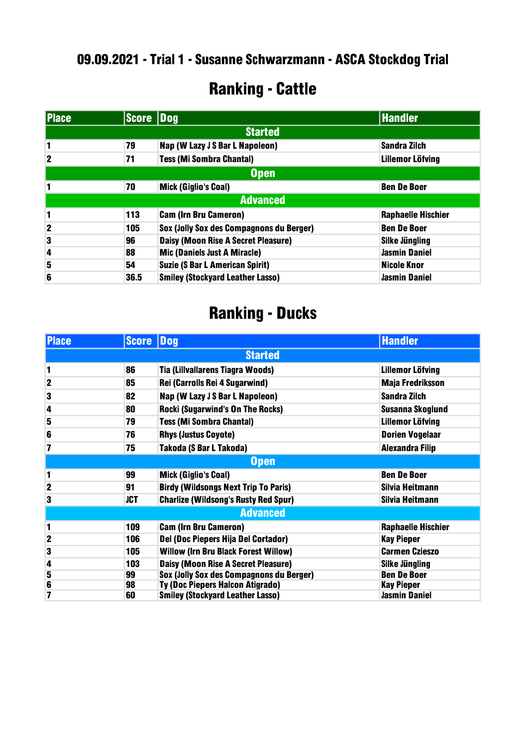# 09.09.2021 - Trial 1 - Susanne Schwarzmann - ASCA Stockdog Trial

## Ranking - Cattle

| Place | Score | Dog | Handler |
|---|---|---|---|
| **Started** | | | |
| 1 | 79 | Nap (W Lazy J S Bar L Napoleon) | Sandra Zilch |
| 2 | 71 | Tess (Mi Sombra Chantal) | Lillemor Löfving |
| **Open** | | | |
| 1 | 70 | Mick (Giglio's Coal) | Ben De Boer |
| **Advanced** | | | |
| 1 | 113 | Cam (Irn Bru Cameron) | Raphaelle Hischier |
| 2 | 105 | Sox (Jolly Sox des Compagnons du Berger) | Ben De Boer |
| 3 | 96 | Daisy (Moon Rise A Secret Pleasure) | Silke Jüngling |
| 4 | 88 | Mic (Daniels Just A Miracle) | Jasmin Daniel |
| 5 | 54 | Suzie (S Bar L American Spirit) | Nicole Knor |
| 6 | 36.5 | Smiley (Stockyard Leather Lasso) | Jasmin Daniel |

## Ranking - Ducks

| Place | Score | Dog | Handler |
|---|---|---|---|
| **Started** | | | |
| 1 | 86 | Tia (Lillvallarens Tiagra Woods) | Lillemor Löfving |
| 2 | 85 | Rei (Carrolls Rei 4 Sugarwind) | Maja Fredriksson |
| 3 | 82 | Nap (W Lazy J S Bar L Napoleon) | Sandra Zilch |
| 4 | 80 | Rocki (Sugarwind's On The Rocks) | Susanna Skoglund |
| 5 | 79 | Tess (Mi Sombra Chantal) | Lillemor Löfving |
| 6 | 76 | Rhys (Justus Coyote) | Dorien Vogelaar |
| 7 | 75 | Takoda (S Bar L Takoda) | Alexandra Filip |
| **Open** | | | |
| 1 | 99 | Mick (Giglio's Coal) | Ben De Boer |
| 2 | 91 | Birdy (Wildsongs Next Trip To Paris) | Silvia Heitmann |
| 3 | JCT | Charlize (Wildsong's Rusty Red Spur) | Silvia Heitmann |
| **Advanced** | | | |
| 1 | 109 | Cam (Irn Bru Cameron) | Raphaelle Hischier |
| 2 | 106 | Del (Doc Piepers Hija Del Cortador) | Kay Pieper |
| 3 | 105 | Willow (Irn Bru Black Forest Willow) | Carmen Czieszo |
| 4 | 103 | Daisy (Moon Rise A Secret Pleasure) | Silke Jüngling |
| 5 | 99 | Sox (Jolly Sox des Compagnons du Berger) | Ben De Boer |
| 6 | 98 | Ty (Doc Piepers Halcon Atigrado) | Kay Pieper |
| 7 | 60 | Smiley (Stockyard Leather Lasso) | Jasmin Daniel |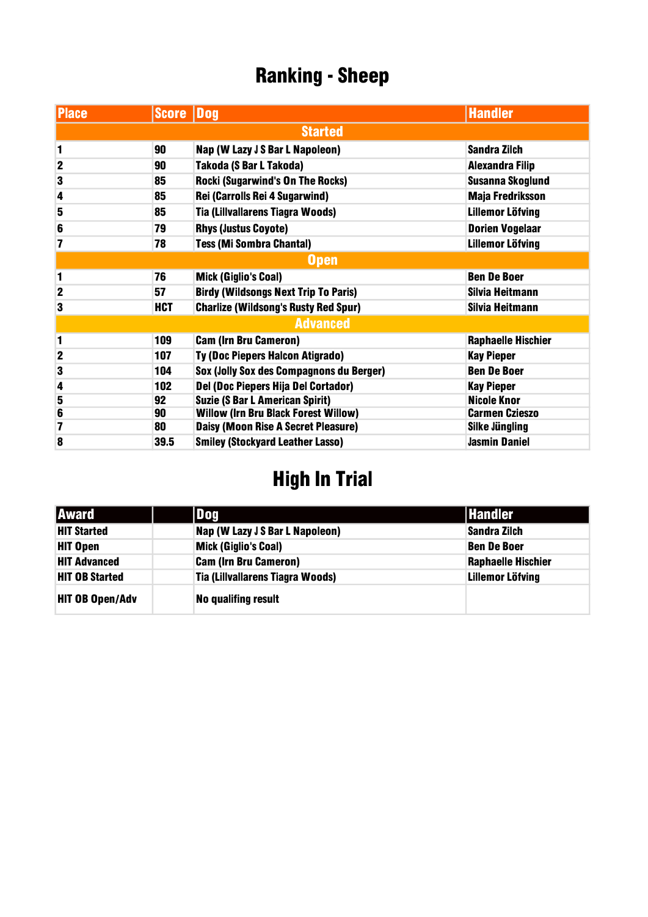# Ranking - Sheep

| Place | Score | Dog | Handler |
|---|---|---|---|
| **Started** | | | |
| 1 | 90 | Nap (W Lazy J S Bar L Napoleon) | Sandra Zilch |
| 2 | 90 | Takoda (S Bar L Takoda) | Alexandra Filip |
| 3 | 85 | Rocki (Sugarwind's On The Rocks) | Susanna Skoglund |
| 4 | 85 | Rei (Carrolls Rei 4 Sugarwind) | Maja Fredriksson |
| 5 | 85 | Tia (Lillvallarens Tiagra Woods) | Lillemor Löfving |
| 6 | 79 | Rhys (Justus Coyote) | Dorien Vogelaar |
| 7 | 78 | Tess (Mi Sombra Chantal) | Lillemor Löfving |
| **Open** | | | |
| 1 | 76 | Mick (Giglio's Coal) | Ben De Boer |
| 2 | 57 | Birdy (Wildsongs Next Trip To Paris) | Silvia Heitmann |
| 3 | HCT | Charlize (Wildsong's Rusty Red Spur) | Silvia Heitmann |
| **Advanced** | | | |
| 1 | 109 | Cam (Irn Bru Cameron) | Raphaelle Hischier |
| 2 | 107 | Ty (Doc Piepers Halcon Atigrado) | Kay Pieper |
| 3 | 104 | Sox (Jolly Sox des Compagnons du Berger) | Ben De Boer |
| 4 | 102 | Del (Doc Piepers Hija Del Cortador) | Kay Pieper |
| 5 | 92 | Suzie (S Bar L American Spirit) | Nicole Knor |
| 6 | 90 | Willow (Irn Bru Black Forest Willow) | Carmen Czieszo |
| 7 | 80 | Daisy (Moon Rise A Secret Pleasure) | Silke Jüngling |
| 8 | 39.5 | Smiley (Stockyard Leather Lasso) | Jasmin Daniel |

# High In Trial

| Award | | Dog | Handler |
|---|---|---|---|
| HIT Started | | Nap (W Lazy J S Bar L Napoleon) | Sandra Zilch |
| HIT Open | | Mick (Giglio's Coal) | Ben De Boer |
| HIT Advanced | | Cam (Irn Bru Cameron) | Raphaelle Hischier |
| HIT OB Started | | Tia (Lillvallarens Tiagra Woods) | Lillemor Löfving |
| HIT OB Open/Adv | | No qualifing result | |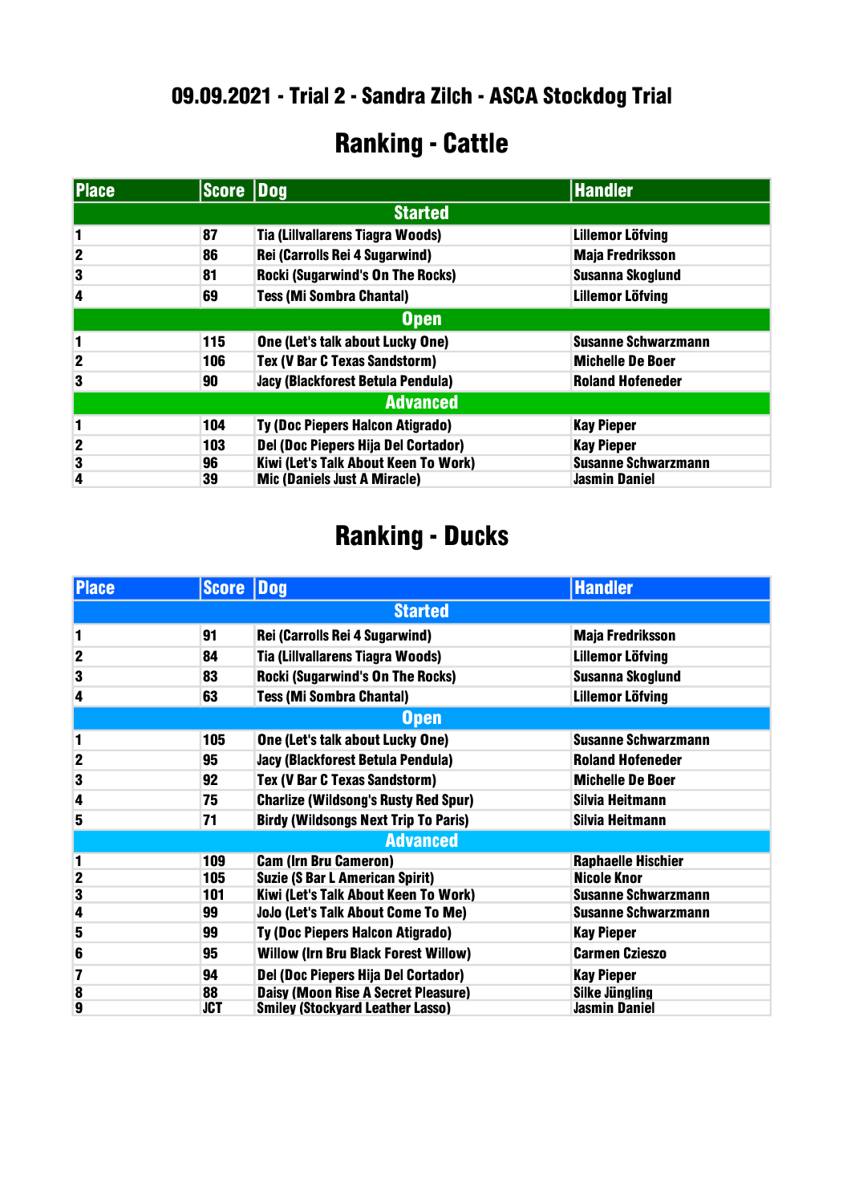# 09.09.2021 - Trial 2 - Sandra Zilch - ASCA Stockdog Trial

## Ranking - Cattle

| Place | Score | Dog | Handler |
|---|---|---|---|
| **Started** | | | |
| 1 | 87 | Tia (Lillvallarens Tiagra Woods) | Lillemor Löfving |
| 2 | 86 | Rei (Carrolls Rei 4 Sugarwind) | Maja Fredriksson |
| 3 | 81 | Rocki (Sugarwind's On The Rocks) | Susanna Skoglund |
| 4 | 69 | Tess (Mi Sombra Chantal) | Lillemor Löfving |
| **Open** | | | |
| 1 | 115 | One (Let's talk about Lucky One) | Susanne Schwarzmann |
| 2 | 106 | Tex (V Bar C Texas Sandstorm) | Michelle De Boer |
| 3 | 90 | Jacy (Blackforest Betula Pendula) | Roland Hofeneder |
| **Advanced** | | | |
| 1 | 104 | Ty (Doc Piepers Halcon Atigrado) | Kay Pieper |
| 2 | 103 | Del (Doc Piepers Hija Del Cortador) | Kay Pieper |
| 3 | 96 | Kiwi (Let's Talk About Keen To Work) | Susanne Schwarzmann |
| 4 | 39 | Mic (Daniels Just A Miracle) | Jasmin Daniel |

## Ranking - Ducks

| Place | Score | Dog | Handler |
|---|---|---|---|
| **Started** | | | |
| 1 | 91 | Rei (Carrolls Rei 4 Sugarwind) | Maja Fredriksson |
| 2 | 84 | Tia (Lillvallarens Tiagra Woods) | Lillemor Löfving |
| 3 | 83 | Rocki (Sugarwind's On The Rocks) | Susanna Skoglund |
| 4 | 63 | Tess (Mi Sombra Chantal) | Lillemor Löfving |
| **Open** | | | |
| 1 | 105 | One (Let's talk about Lucky One) | Susanne Schwarzmann |
| 2 | 95 | Jacy (Blackforest Betula Pendula) | Roland Hofeneder |
| 3 | 92 | Tex (V Bar C Texas Sandstorm) | Michelle De Boer |
| 4 | 75 | Charlize (Wildsong's Rusty Red Spur) | Silvia Heitmann |
| 5 | 71 | Birdy (Wildsongs Next Trip To Paris) | Silvia Heitmann |
| **Advanced** | | | |
| 1 | 109 | Cam (Irn Bru Cameron) | Raphaelle Hischier |
| 2 | 105 | Suzie (S Bar L American Spirit) | Nicole Knor |
| 3 | 101 | Kiwi (Let's Talk About Keen To Work) | Susanne Schwarzmann |
| 4 | 99 | JoJo (Let's Talk About Come To Me) | Susanne Schwarzmann |
| 5 | 99 | Ty (Doc Piepers Halcon Atigrado) | Kay Pieper |
| 6 | 95 | Willow (Irn Bru Black Forest Willow) | Carmen Czieszo |
| 7 | 94 | Del (Doc Piepers Hija Del Cortador) | Kay Pieper |
| 8 | 88 | Daisy (Moon Rise A Secret Pleasure) | Silke Jüngling |
| 9 | JCT | Smiley (Stockyard Leather Lasso) | Jasmin Daniel |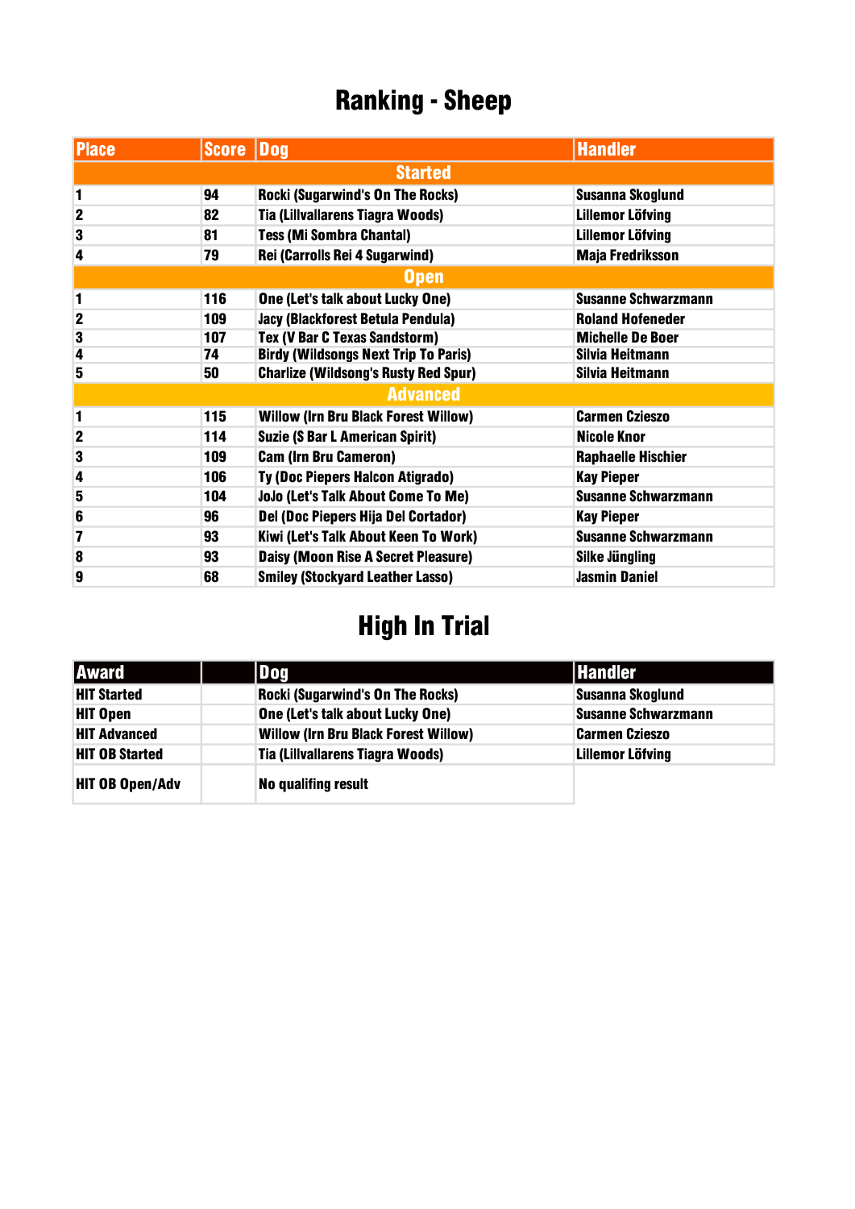# Ranking - Sheep

| Place | Score | Dog | Handler |
|---|---|---|---|
| **Started** | | | |
| 1 | 94 | Rocki (Sugarwind's On The Rocks) | Susanna Skoglund |
| 2 | 82 | Tia (Lillvallarens Tiagra Woods) | Lillemor Löfving |
| 3 | 81 | Tess (Mi Sombra Chantal) | Lillemor Löfving |
| 4 | 79 | Rei (Carrolls Rei 4 Sugarwind) | Maja Fredriksson |
| **Open** | | | |
| 1 | 116 | One (Let's talk about Lucky One) | Susanne Schwarzmann |
| 2 | 109 | Jacy (Blackforest Betula Pendula) | Roland Hofeneder |
| 3 | 107 | Tex (V Bar C Texas Sandstorm) | Michelle De Boer |
| 4 | 74 | Birdy (Wildsongs Next Trip To Paris) | Silvia Heitmann |
| 5 | 50 | Charlize (Wildsong's Rusty Red Spur) | Silvia Heitmann |
| **Advanced** | | | |
| 1 | 115 | Willow (Irn Bru Black Forest Willow) | Carmen Czieszo |
| 2 | 114 | Suzie (S Bar L American Spirit) | Nicole Knor |
| 3 | 109 | Cam (Irn Bru Cameron) | Raphaelle Hischier |
| 4 | 106 | Ty (Doc Piepers Halcon Atigrado) | Kay Pieper |
| 5 | 104 | JoJo (Let's Talk About Come To Me) | Susanne Schwarzmann |
| 6 | 96 | Del (Doc Piepers Hija Del Cortador) | Kay Pieper |
| 7 | 93 | Kiwi (Let's Talk About Keen To Work) | Susanne Schwarzmann |
| 8 | 93 | Daisy (Moon Rise A Secret Pleasure) | Silke Jüngling |
| 9 | 68 | Smiley (Stockyard Leather Lasso) | Jasmin Daniel |

# High In Trial

| Award | | Dog | Handler |
|---|---|---|---|
| HIT Started | | Rocki (Sugarwind's On The Rocks) | Susanna Skoglund |
| HIT Open | | One (Let's talk about Lucky One) | Susanne Schwarzmann |
| HIT Advanced | | Willow (Irn Bru Black Forest Willow) | Carmen Czieszo |
| HIT OB Started | | Tia (Lillvallarens Tiagra Woods) | Lillemor Löfving |
| HIT OB Open/Adv | | No qualifing result | |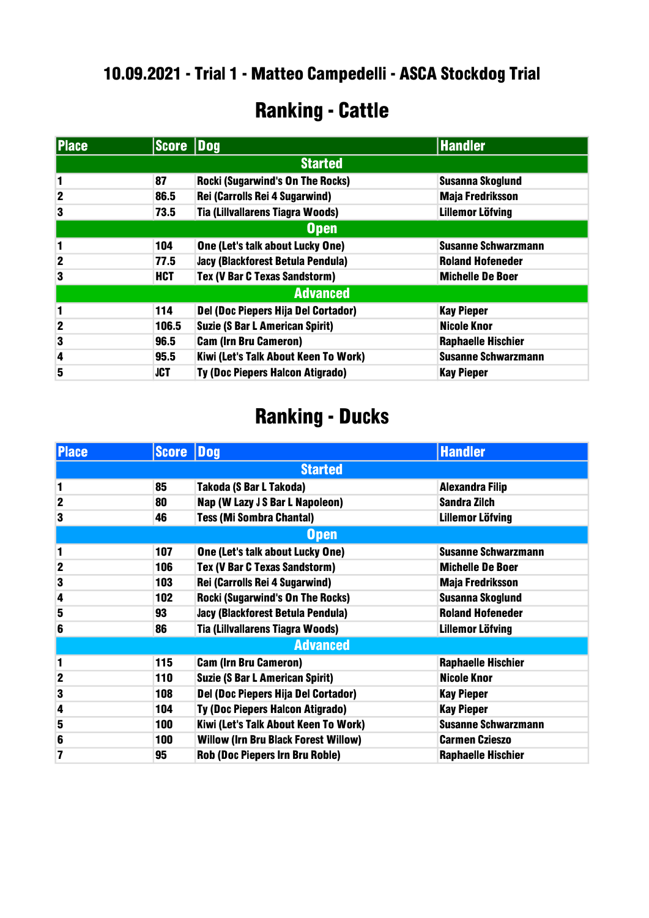# 10.09.2021 - Trial 1 - Matteo Campedelli - ASCA Stockdog Trial

## Ranking - Cattle

| Place | Score | Dog | Handler |
|---|---|---|---|
| **Started** | | | |
| 1 | 87 | Rocki (Sugarwind's On The Rocks) | Susanna Skoglund |
| 2 | 86.5 | Rei (Carrolls Rei 4 Sugarwind) | Maja Fredriksson |
| 3 | 73.5 | Tia (Lillvallarens Tiagra Woods) | Lillemor Löfving |
| **Open** | | | |
| 1 | 104 | One (Let's talk about Lucky One) | Susanne Schwarzmann |
| 2 | 77.5 | Jacy (Blackforest Betula Pendula) | Roland Hofeneder |
| 3 | HCT | Tex (V Bar C Texas Sandstorm) | Michelle De Boer |
| **Advanced** | | | |
| 1 | 114 | Del (Doc Piepers Hija Del Cortador) | Kay Pieper |
| 2 | 106.5 | Suzie (S Bar L American Spirit) | Nicole Knor |
| 3 | 96.5 | Cam (Irn Bru Cameron) | Raphaelle Hischier |
| 4 | 95.5 | Kiwi (Let's Talk About Keen To Work) | Susanne Schwarzmann |
| 5 | JCT | Ty (Doc Piepers Halcon Atigrado) | Kay Pieper |

## Ranking - Ducks

| Place | Score | Dog | Handler |
|---|---|---|---|
| **Started** | | | |
| 1 | 85 | Takoda (S Bar L Takoda) | Alexandra Filip |
| 2 | 80 | Nap (W Lazy J S Bar L Napoleon) | Sandra Zilch |
| 3 | 46 | Tess (Mi Sombra Chantal) | Lillemor Löfving |
| **Open** | | | |
| 1 | 107 | One (Let's talk about Lucky One) | Susanne Schwarzmann |
| 2 | 106 | Tex (V Bar C Texas Sandstorm) | Michelle De Boer |
| 3 | 103 | Rei (Carrolls Rei 4 Sugarwind) | Maja Fredriksson |
| 4 | 102 | Rocki (Sugarwind's On The Rocks) | Susanna Skoglund |
| 5 | 93 | Jacy (Blackforest Betula Pendula) | Roland Hofeneder |
| 6 | 86 | Tia (Lillvallarens Tiagra Woods) | Lillemor Löfving |
| **Advanced** | | | |
| 1 | 115 | Cam (Irn Bru Cameron) | Raphaelle Hischier |
| 2 | 110 | Suzie (S Bar L American Spirit) | Nicole Knor |
| 3 | 108 | Del (Doc Piepers Hija Del Cortador) | Kay Pieper |
| 4 | 104 | Ty (Doc Piepers Halcon Atigrado) | Kay Pieper |
| 5 | 100 | Kiwi (Let's Talk About Keen To Work) | Susanne Schwarzmann |
| 6 | 100 | Willow (Irn Bru Black Forest Willow) | Carmen Czieszo |
| 7 | 95 | Rob (Doc Piepers Irn Bru Roble) | Raphaelle Hischier |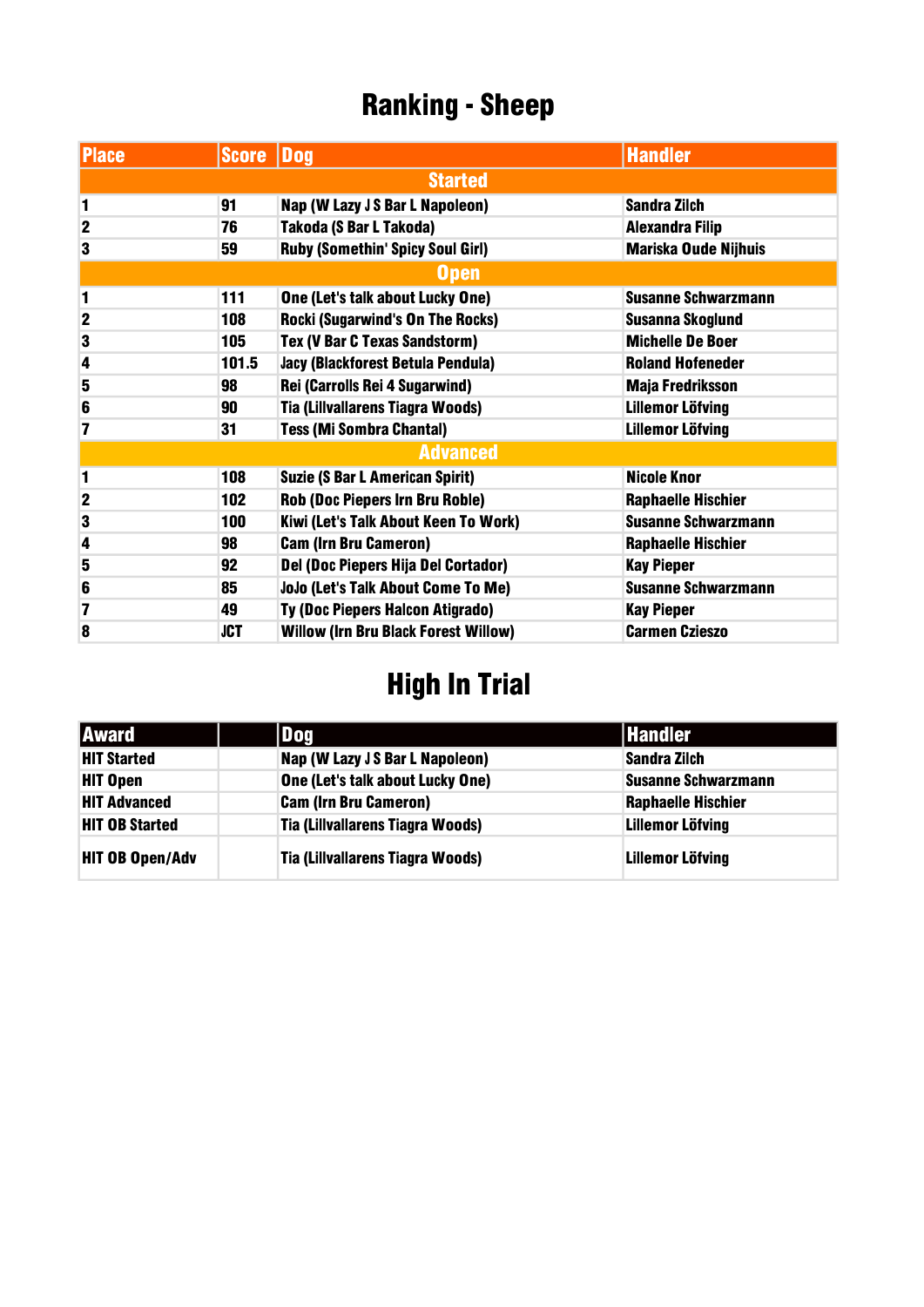# Ranking - Sheep

| Place | Score | Dog | Handler |
|---|---|---|---|
| **Started** | | | |
| 1 | 91 | Nap (W Lazy J S Bar L Napoleon) | Sandra Zilch |
| 2 | 76 | Takoda (S Bar L Takoda) | Alexandra Filip |
| 3 | 59 | Ruby (Somethin' Spicy Soul Girl) | Mariska Oude Nijhuis |
| **Open** | | | |
| 1 | 111 | One (Let's talk about Lucky One) | Susanne Schwarzmann |
| 2 | 108 | Rocki (Sugarwind's On The Rocks) | Susanna Skoglund |
| 3 | 105 | Tex (V Bar C Texas Sandstorm) | Michelle De Boer |
| 4 | 101.5 | Jacy (Blackforest Betula Pendula) | Roland Hofeneder |
| 5 | 98 | Rei (Carrolls Rei 4 Sugarwind) | Maja Fredriksson |
| 6 | 90 | Tia (Lillvallarens Tiagra Woods) | Lillemor Löfving |
| 7 | 31 | Tess (Mi Sombra Chantal) | Lillemor Löfving |
| **Advanced** | | | |
| 1 | 108 | Suzie (S Bar L American Spirit) | Nicole Knor |
| 2 | 102 | Rob (Doc Piepers Irn Bru Roble) | Raphaelle Hischier |
| 3 | 100 | Kiwi (Let's Talk About Keen To Work) | Susanne Schwarzmann |
| 4 | 98 | Cam (Irn Bru Cameron) | Raphaelle Hischier |
| 5 | 92 | Del (Doc Piepers Hija Del Cortador) | Kay Pieper |
| 6 | 85 | JoJo (Let's Talk About Come To Me) | Susanne Schwarzmann |
| 7 | 49 | Ty (Doc Piepers Halcon Atigrado) | Kay Pieper |
| 8 | JCT | Willow (Irn Bru Black Forest Willow) | Carmen Czieszo |

# High In Trial

| Award | | Dog | Handler |
|---|---|---|---|
| HIT Started | | Nap (W Lazy J S Bar L Napoleon) | Sandra Zilch |
| HIT Open | | One (Let's talk about Lucky One) | Susanne Schwarzmann |
| HIT Advanced | | Cam (Irn Bru Cameron) | Raphaelle Hischier |
| HIT OB Started | | Tia (Lillvallarens Tiagra Woods) | Lillemor Löfving |
| HIT OB Open/Adv | | Tia (Lillvallarens Tiagra Woods) | Lillemor Löfving |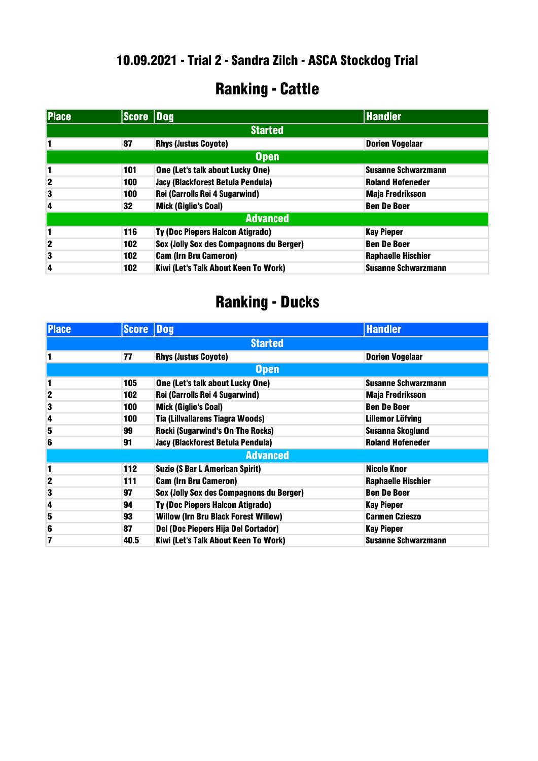## 10.09.2021 - Trial 2 - Sandra Zilch - ASCA Stockdog Trial

# Ranking - Cattle

| Place | Score | Dog | Handler |
|---|---|---|---|
| **Started** | | | |
| 1 | 87 | Rhys (Justus Coyote) | Dorien Vogelaar |
| **Open** | | | |
| 1 | 101 | One (Let's talk about Lucky One) | Susanne Schwarzmann |
| 2 | 100 | Jacy (Blackforest Betula Pendula) | Roland Hofeneder |
| 3 | 100 | Rei (Carrolls Rei 4 Sugarwind) | Maja Fredriksson |
| 4 | 32 | Mick (Giglio's Coal) | Ben De Boer |
| **Advanced** | | | |
| 1 | 116 | Ty (Doc Piepers Halcon Atigrado) | Kay Pieper |
| 2 | 102 | Sox (Jolly Sox des Compagnons du Berger) | Ben De Boer |
| 3 | 102 | Cam (Irn Bru Cameron) | Raphaelle Hischier |
| 4 | 102 | Kiwi (Let's Talk About Keen To Work) | Susanne Schwarzmann |

# Ranking - Ducks

| Place | Score | Dog | Handler |
|---|---|---|---|
| **Started** | | | |
| 1 | 77 | Rhys (Justus Coyote) | Dorien Vogelaar |
| **Open** | | | |
| 1 | 105 | One (Let's talk about Lucky One) | Susanne Schwarzmann |
| 2 | 102 | Rei (Carrolls Rei 4 Sugarwind) | Maja Fredriksson |
| 3 | 100 | Mick (Giglio's Coal) | Ben De Boer |
| 4 | 100 | Tia (Lillvallarens Tiagra Woods) | Lillemor Löfving |
| 5 | 99 | Rocki (Sugarwind's On The Rocks) | Susanna Skoglund |
| 6 | 91 | Jacy (Blackforest Betula Pendula) | Roland Hofeneder |
| **Advanced** | | | |
| 1 | 112 | Suzie (S Bar L American Spirit) | Nicole Knor |
| 2 | 111 | Cam (Irn Bru Cameron) | Raphaelle Hischier |
| 3 | 97 | Sox (Jolly Sox des Compagnons du Berger) | Ben De Boer |
| 4 | 94 | Ty (Doc Piepers Halcon Atigrado) | Kay Pieper |
| 5 | 93 | Willow (Irn Bru Black Forest Willow) | Carmen Czieszo |
| 6 | 87 | Del (Doc Piepers Hija Del Cortador) | Kay Pieper |
| 7 | 40.5 | Kiwi (Let's Talk About Keen To Work) | Susanne Schwarzmann |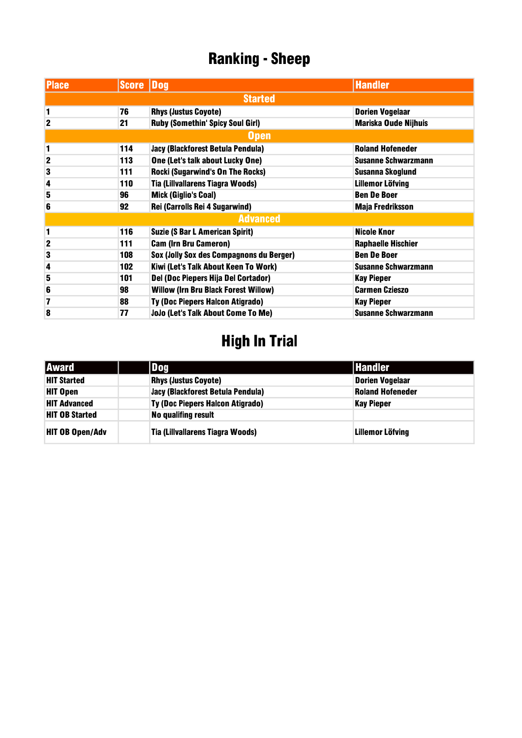# Ranking - Sheep

| Place | Score | Dog | Handler |
|---|---|---|---|
| **Started** | | | |
| 1 | 76 | Rhys (Justus Coyote) | Dorien Vogelaar |
| 2 | 21 | Ruby (Somethin' Spicy Soul Girl) | Mariska Oude Nijhuis |
| **Open** | | | |
| 1 | 114 | Jacy (Blackforest Betula Pendula) | Roland Hofeneder |
| 2 | 113 | One (Let's talk about Lucky One) | Susanne Schwarzmann |
| 3 | 111 | Rocki (Sugarwind's On The Rocks) | Susanna Skoglund |
| 4 | 110 | Tia (Lillvallarens Tiagra Woods) | Lillemor Löfving |
| 5 | 96 | Mick (Giglio's Coal) | Ben De Boer |
| 6 | 92 | Rei (Carrolls Rei 4 Sugarwind) | Maja Fredriksson |
| **Advanced** | | | |
| 1 | 116 | Suzie (S Bar L American Spirit) | Nicole Knor |
| 2 | 111 | Cam (Irn Bru Cameron) | Raphaelle Hischier |
| 3 | 108 | Sox (Jolly Sox des Compagnons du Berger) | Ben De Boer |
| 4 | 102 | Kiwi (Let's Talk About Keen To Work) | Susanne Schwarzmann |
| 5 | 101 | Del (Doc Piepers Hija Del Cortador) | Kay Pieper |
| 6 | 98 | Willow (Irn Bru Black Forest Willow) | Carmen Czieszo |
| 7 | 88 | Ty (Doc Piepers Halcon Atigrado) | Kay Pieper |
| 8 | 77 | JoJo (Let's Talk About Come To Me) | Susanne Schwarzmann |

# High In Trial

| Award | | Dog | Handler |
|---|---|---|---|
| HIT Started | | Rhys (Justus Coyote) | Dorien Vogelaar |
| HIT Open | | Jacy (Blackforest Betula Pendula) | Roland Hofeneder |
| HIT Advanced | | Ty (Doc Piepers Halcon Atigrado) | Kay Pieper |
| HIT OB Started | | No qualifing result | |
| HIT OB Open/Adv | | Tia (Lillvallarens Tiagra Woods) | Lillemor Löfving |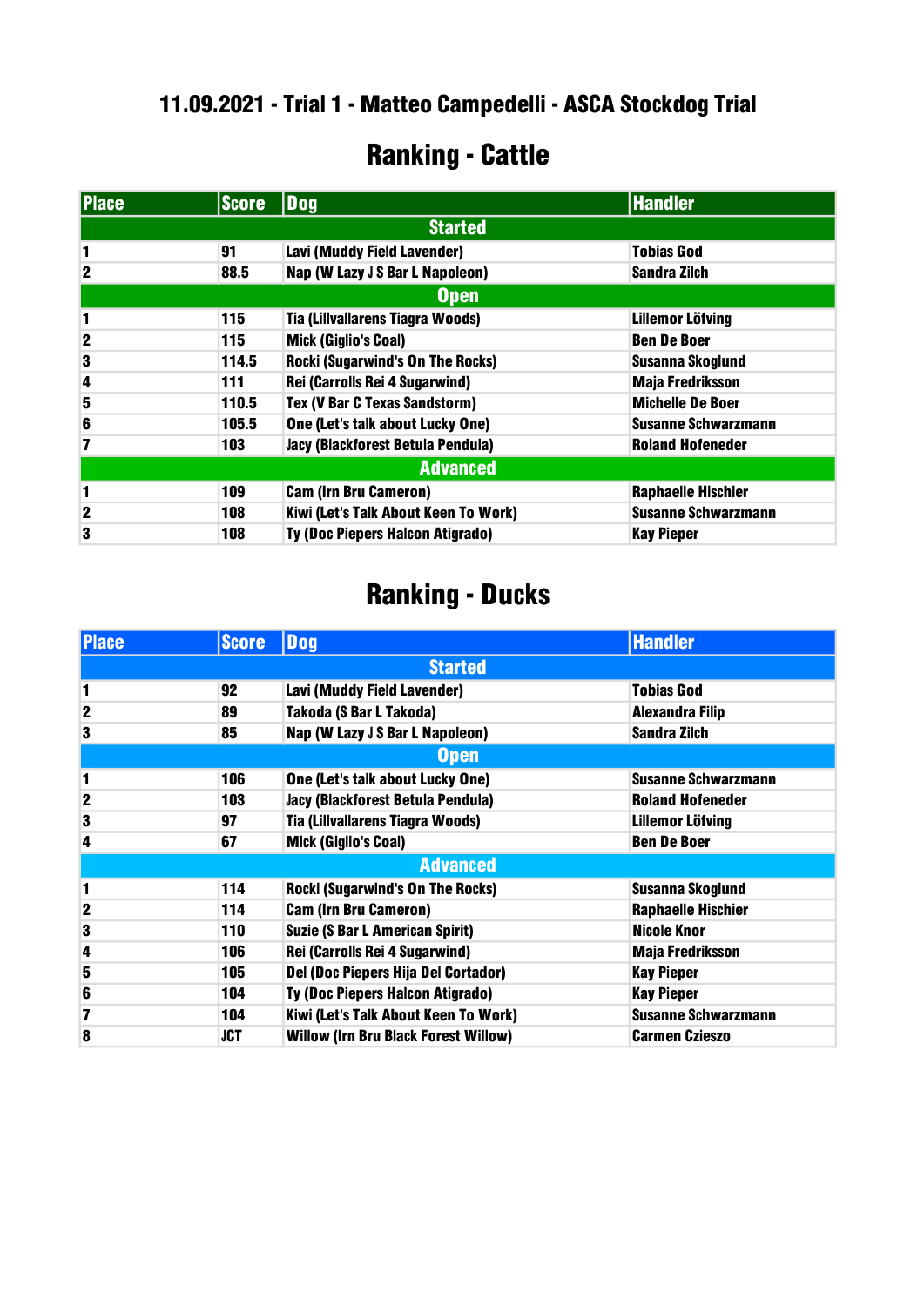# 11.09.2021 - Trial 1 - Matteo Campedelli - ASCA Stockdog Trial

## Ranking - Cattle

| Place | Score | Dog | Handler |
|---|---|---|---|
| **Started** | | | |
| 1 | 91 | Lavi (Muddy Field Lavender) | Tobias God |
| 2 | 88.5 | Nap (W Lazy J S Bar L Napoleon) | Sandra Zilch |
| **Open** | | | |
| 1 | 115 | Tia (Lillvallarens Tiagra Woods) | Lillemor Löfving |
| 2 | 115 | Mick (Giglio's Coal) | Ben De Boer |
| 3 | 114.5 | Rocki (Sugarwind's On The Rocks) | Susanna Skoglund |
| 4 | 111 | Rei (Carrolls Rei 4 Sugarwind) | Maja Fredriksson |
| 5 | 110.5 | Tex (V Bar C Texas Sandstorm) | Michelle De Boer |
| 6 | 105.5 | One (Let's talk about Lucky One) | Susanne Schwarzmann |
| 7 | 103 | Jacy (Blackforest Betula Pendula) | Roland Hofeneder |
| **Advanced** | | | |
| 1 | 109 | Cam (Irn Bru Cameron) | Raphaelle Hischier |
| 2 | 108 | Kiwi (Let's Talk About Keen To Work) | Susanne Schwarzmann |
| 3 | 108 | Ty (Doc Piepers Halcon Atigrado) | Kay Pieper |

## Ranking - Ducks

| Place | Score | Dog | Handler |
|---|---|---|---|
| **Started** | | | |
| 1 | 92 | Lavi (Muddy Field Lavender) | Tobias God |
| 2 | 89 | Takoda (S Bar L Takoda) | Alexandra Filip |
| 3 | 85 | Nap (W Lazy J S Bar L Napoleon) | Sandra Zilch |
| **Open** | | | |
| 1 | 106 | One (Let's talk about Lucky One) | Susanne Schwarzmann |
| 2 | 103 | Jacy (Blackforest Betula Pendula) | Roland Hofeneder |
| 3 | 97 | Tia (Lillvallarens Tiagra Woods) | Lillemor Löfving |
| 4 | 67 | Mick (Giglio's Coal) | Ben De Boer |
| **Advanced** | | | |
| 1 | 114 | Rocki (Sugarwind's On The Rocks) | Susanna Skoglund |
| 2 | 114 | Cam (Irn Bru Cameron) | Raphaelle Hischier |
| 3 | 110 | Suzie (S Bar L American Spirit) | Nicole Knor |
| 4 | 106 | Rei (Carrolls Rei 4 Sugarwind) | Maja Fredriksson |
| 5 | 105 | Del (Doc Piepers Hija Del Cortador) | Kay Pieper |
| 6 | 104 | Ty (Doc Piepers Halcon Atigrado) | Kay Pieper |
| 7 | 104 | Kiwi (Let's Talk About Keen To Work) | Susanne Schwarzmann |
| 8 | JCT | Willow (Irn Bru Black Forest Willow) | Carmen Czieszo |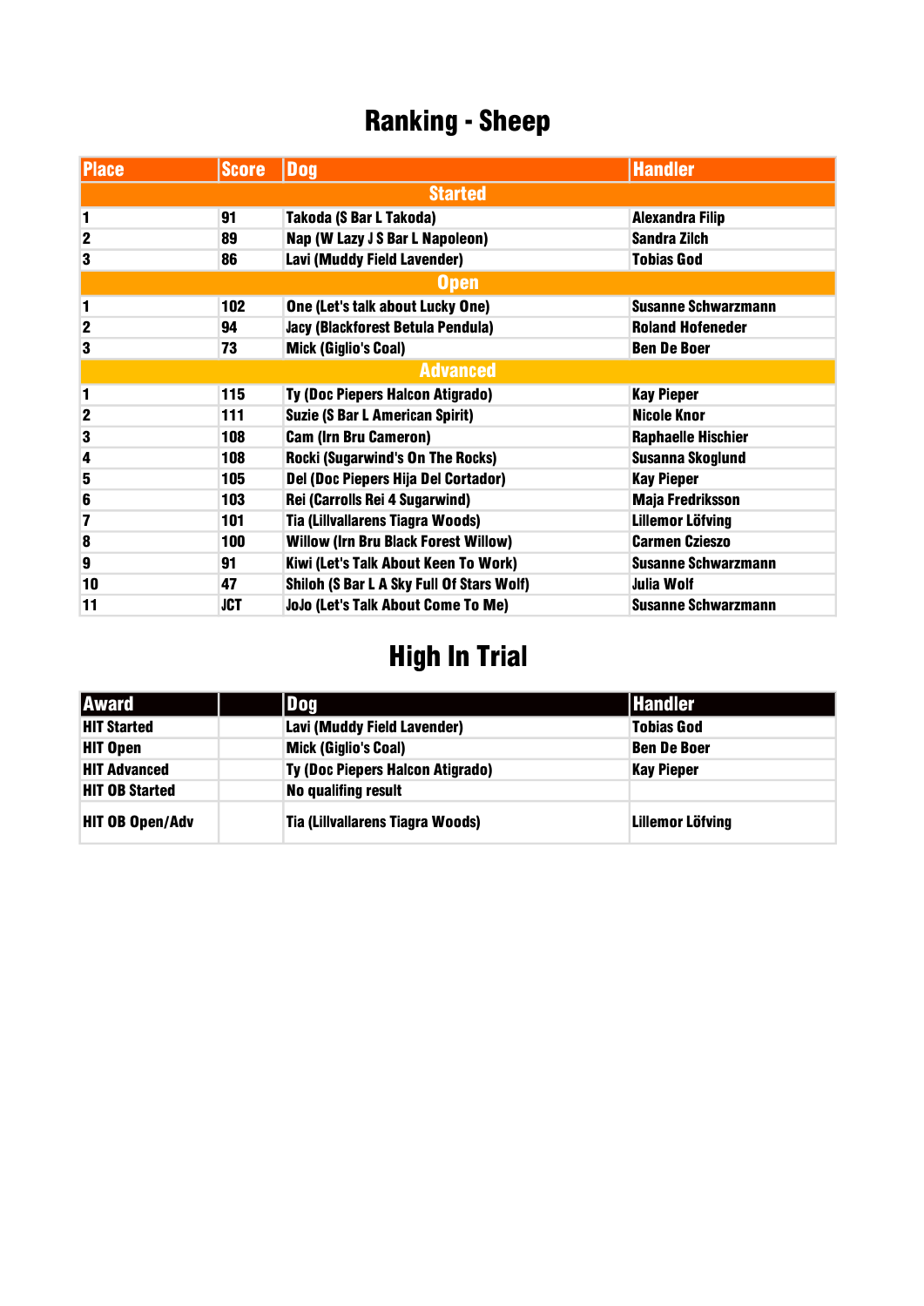# Ranking - Sheep

| Place | Score | Dog | Handler |
|---|---|---|---|
| **Started** | | | |
| 1 | 91 | Takoda (S Bar L Takoda) | Alexandra Filip |
| 2 | 89 | Nap (W Lazy J S Bar L Napoleon) | Sandra Zilch |
| 3 | 86 | Lavi (Muddy Field Lavender) | Tobias God |
| **Open** | | | |
| 1 | 102 | One (Let's talk about Lucky One) | Susanne Schwarzmann |
| 2 | 94 | Jacy (Blackforest Betula Pendula) | Roland Hofeneder |
| 3 | 73 | Mick (Giglio's Coal) | Ben De Boer |
| **Advanced** | | | |
| 1 | 115 | Ty (Doc Piepers Halcon Atigrado) | Kay Pieper |
| 2 | 111 | Suzie (S Bar L American Spirit) | Nicole Knor |
| 3 | 108 | Cam (Irn Bru Cameron) | Raphaelle Hischier |
| 4 | 108 | Rocki (Sugarwind's On The Rocks) | Susanna Skoglund |
| 5 | 105 | Del (Doc Piepers Hija Del Cortador) | Kay Pieper |
| 6 | 103 | Rei (Carrolls Rei 4 Sugarwind) | Maja Fredriksson |
| 7 | 101 | Tia (Lillvallarens Tiagra Woods) | Lillemor Löfving |
| 8 | 100 | Willow (Irn Bru Black Forest Willow) | Carmen Czieszo |
| 9 | 91 | Kiwi (Let's Talk About Keen To Work) | Susanne Schwarzmann |
| 10 | 47 | Shiloh (S Bar L A Sky Full Of Stars Wolf) | Julia Wolf |
| 11 | JCT | JoJo (Let's Talk About Come To Me) | Susanne Schwarzmann |

# High In Trial

| Award | | Dog | Handler |
|---|---|---|---|
| HIT Started | | Lavi (Muddy Field Lavender) | Tobias God |
| HIT Open | | Mick (Giglio's Coal) | Ben De Boer |
| HIT Advanced | | Ty (Doc Piepers Halcon Atigrado) | Kay Pieper |
| HIT OB Started | | No qualifing result | |
| HIT OB Open/Adv | | Tia (Lillvallarens Tiagra Woods) | Lillemor Löfving |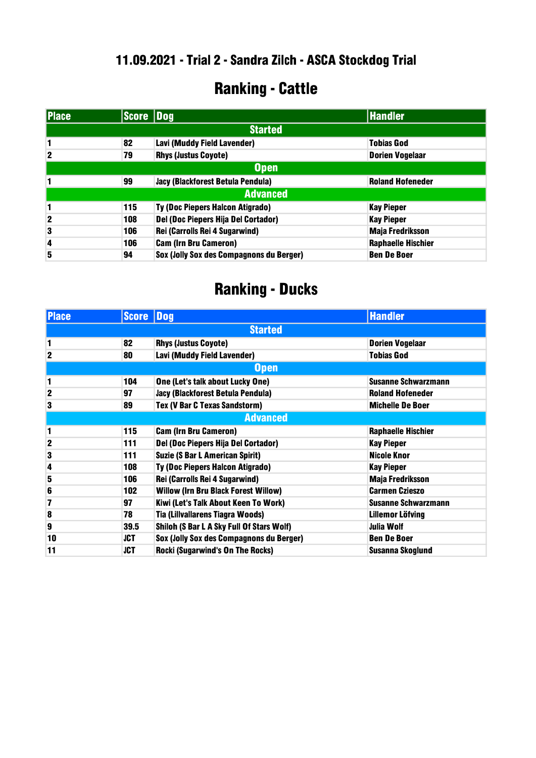## 11.09.2021 - Trial 2 - Sandra Zilch - ASCA Stockdog Trial

# Ranking - Cattle

| Place | Score | Dog | Handler |
|---|---|---|---|
| **Started** | | | |
| 1 | 82 | Lavi (Muddy Field Lavender) | Tobias God |
| 2 | 79 | Rhys (Justus Coyote) | Dorien Vogelaar |
| **Open** | | | |
| 1 | 99 | Jacy (Blackforest Betula Pendula) | Roland Hofeneder |
| **Advanced** | | | |
| 1 | 115 | Ty (Doc Piepers Halcon Atigrado) | Kay Pieper |
| 2 | 108 | Del (Doc Piepers Hija Del Cortador) | Kay Pieper |
| 3 | 106 | Rei (Carrolls Rei 4 Sugarwind) | Maja Fredriksson |
| 4 | 106 | Cam (Irn Bru Cameron) | Raphaelle Hischier |
| 5 | 94 | Sox (Jolly Sox des Compagnons du Berger) | Ben De Boer |

# Ranking - Ducks

| Place | Score | Dog | Handler |
|---|---|---|---|
| **Started** | | | |
| 1 | 82 | Rhys (Justus Coyote) | Dorien Vogelaar |
| 2 | 80 | Lavi (Muddy Field Lavender) | Tobias God |
| **Open** | | | |
| 1 | 104 | One (Let's talk about Lucky One) | Susanne Schwarzmann |
| 2 | 97 | Jacy (Blackforest Betula Pendula) | Roland Hofeneder |
| 3 | 89 | Tex (V Bar C Texas Sandstorm) | Michelle De Boer |
| **Advanced** | | | |
| 1 | 115 | Cam (Irn Bru Cameron) | Raphaelle Hischier |
| 2 | 111 | Del (Doc Piepers Hija Del Cortador) | Kay Pieper |
| 3 | 111 | Suzie (S Bar L American Spirit) | Nicole Knor |
| 4 | 108 | Ty (Doc Piepers Halcon Atigrado) | Kay Pieper |
| 5 | 106 | Rei (Carrolls Rei 4 Sugarwind) | Maja Fredriksson |
| 6 | 102 | Willow (Irn Bru Black Forest Willow) | Carmen Czieszo |
| 7 | 97 | Kiwi (Let's Talk About Keen To Work) | Susanne Schwarzmann |
| 8 | 78 | Tia (Lillvallarens Tiagra Woods) | Lillemor Löfving |
| 9 | 39.5 | Shiloh (S Bar L A Sky Full Of Stars Wolf) | Julia Wolf |
| 10 | JCT | Sox (Jolly Sox des Compagnons du Berger) | Ben De Boer |
| 11 | JCT | Rocki (Sugarwind's On The Rocks) | Susanna Skoglund |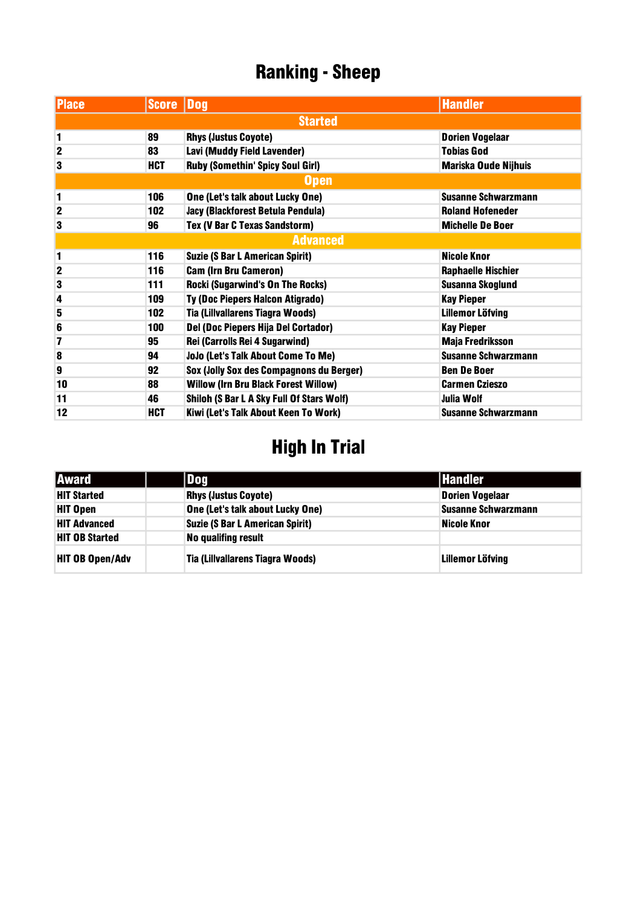# Ranking - Sheep

| Place | Score | Dog | Handler |
|---|---|---|---|
| **Started** | | | |
| 1 | 89 | Rhys (Justus Coyote) | Dorien Vogelaar |
| 2 | 83 | Lavi (Muddy Field Lavender) | Tobias God |
| 3 | HCT | Ruby (Somethin' Spicy Soul Girl) | Mariska Oude Nijhuis |
| **Open** | | | |
| 1 | 106 | One (Let's talk about Lucky One) | Susanne Schwarzmann |
| 2 | 102 | Jacy (Blackforest Betula Pendula) | Roland Hofeneder |
| 3 | 96 | Tex (V Bar C Texas Sandstorm) | Michelle De Boer |
| **Advanced** | | | |
| 1 | 116 | Suzie (S Bar L American Spirit) | Nicole Knor |
| 2 | 116 | Cam (Irn Bru Cameron) | Raphaelle Hischier |
| 3 | 111 | Rocki (Sugarwind's On The Rocks) | Susanna Skoglund |
| 4 | 109 | Ty (Doc Piepers Halcon Atigrado) | Kay Pieper |
| 5 | 102 | Tia (Lillvallarens Tiagra Woods) | Lillemor Löfving |
| 6 | 100 | Del (Doc Piepers Hija Del Cortador) | Kay Pieper |
| 7 | 95 | Rei (Carrolls Rei 4 Sugarwind) | Maja Fredriksson |
| 8 | 94 | JoJo (Let's Talk About Come To Me) | Susanne Schwarzmann |
| 9 | 92 | Sox (Jolly Sox des Compagnons du Berger) | Ben De Boer |
| 10 | 88 | Willow (Irn Bru Black Forest Willow) | Carmen Czieszo |
| 11 | 46 | Shiloh (S Bar L A Sky Full Of Stars Wolf) | Julia Wolf |
| 12 | HCT | Kiwi (Let's Talk About Keen To Work) | Susanne Schwarzmann |

# High In Trial

| Award | | Dog | Handler |
|---|---|---|---|
| HIT Started | | Rhys (Justus Coyote) | Dorien Vogelaar |
| HIT Open | | One (Let's talk about Lucky One) | Susanne Schwarzmann |
| HIT Advanced | | Suzie (S Bar L American Spirit) | Nicole Knor |
| HIT OB Started | | No qualifing result | |
| HIT OB Open/Adv | | Tia (Lillvallarens Tiagra Woods) | Lillemor Löfving |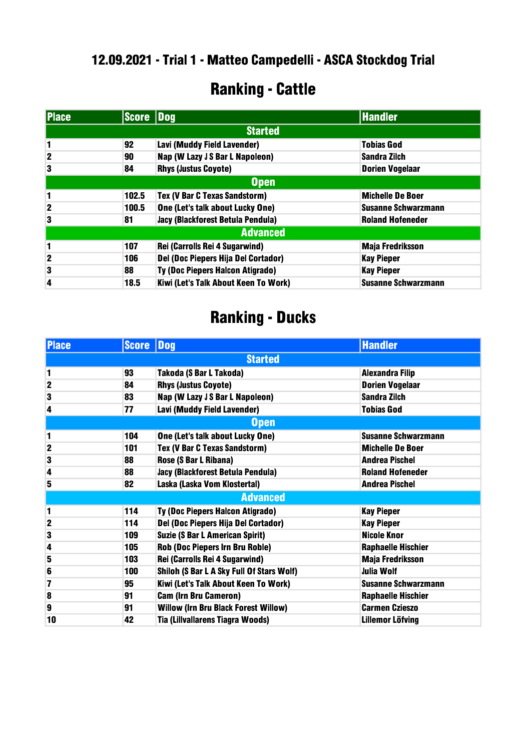## 12.09.2021 - Trial 1 - Matteo Campedelli - ASCA Stockdog Trial

# Ranking - Cattle

| Place | Score | Dog | Handler |
|---|---|---|---|
| **Started** | | | |
| 1 | 92 | Lavi (Muddy Field Lavender) | Tobias God |
| 2 | 90 | Nap (W Lazy J S Bar L Napoleon) | Sandra Zilch |
| 3 | 84 | Rhys (Justus Coyote) | Dorien Vogelaar |
| **Open** | | | |
| 1 | 102.5 | Tex (V Bar C Texas Sandstorm) | Michelle De Boer |
| 2 | 100.5 | One (Let's talk about Lucky One) | Susanne Schwarzmann |
| 3 | 81 | Jacy (Blackforest Betula Pendula) | Roland Hofeneder |
| **Advanced** | | | |
| 1 | 107 | Rei (Carrolls Rei 4 Sugarwind) | Maja Fredriksson |
| 2 | 106 | Del (Doc Piepers Hija Del Cortador) | Kay Pieper |
| 3 | 88 | Ty (Doc Piepers Halcon Atigrado) | Kay Pieper |
| 4 | 18.5 | Kiwi (Let's Talk About Keen To Work) | Susanne Schwarzmann |

# Ranking - Ducks

| Place | Score | Dog | Handler |
|---|---|---|---|
| **Started** | | | |
| 1 | 93 | Takoda (S Bar L Takoda) | Alexandra Filip |
| 2 | 84 | Rhys (Justus Coyote) | Dorien Vogelaar |
| 3 | 83 | Nap (W Lazy J S Bar L Napoleon) | Sandra Zilch |
| 4 | 77 | Lavi (Muddy Field Lavender) | Tobias God |
| **Open** | | | |
| 1 | 104 | One (Let's talk about Lucky One) | Susanne Schwarzmann |
| 2 | 101 | Tex (V Bar C Texas Sandstorm) | Michelle De Boer |
| 3 | 88 | Rose (S Bar L Ribana) | Andrea Pischel |
| 4 | 88 | Jacy (Blackforest Betula Pendula) | Roland Hofeneder |
| 5 | 82 | Laska (Laska Vom Klostertal) | Andrea Pischel |
| **Advanced** | | | |
| 1 | 114 | Ty (Doc Piepers Halcon Atigrado) | Kay Pieper |
| 2 | 114 | Del (Doc Piepers Hija Del Cortador) | Kay Pieper |
| 3 | 109 | Suzie (S Bar L American Spirit) | Nicole Knor |
| 4 | 105 | Rob (Doc Piepers Irn Bru Roble) | Raphaelle Hischier |
| 5 | 103 | Rei (Carrolls Rei 4 Sugarwind) | Maja Fredriksson |
| 6 | 100 | Shiloh (S Bar L A Sky Full Of Stars Wolf) | Julia Wolf |
| 7 | 95 | Kiwi (Let's Talk About Keen To Work) | Susanne Schwarzmann |
| 8 | 91 | Cam (Irn Bru Cameron) | Raphaelle Hischier |
| 9 | 91 | Willow (Irn Bru Black Forest Willow) | Carmen Czieszo |
| 10 | 42 | Tia (Lillvallarens Tiagra Woods) | Lillemor Löfving |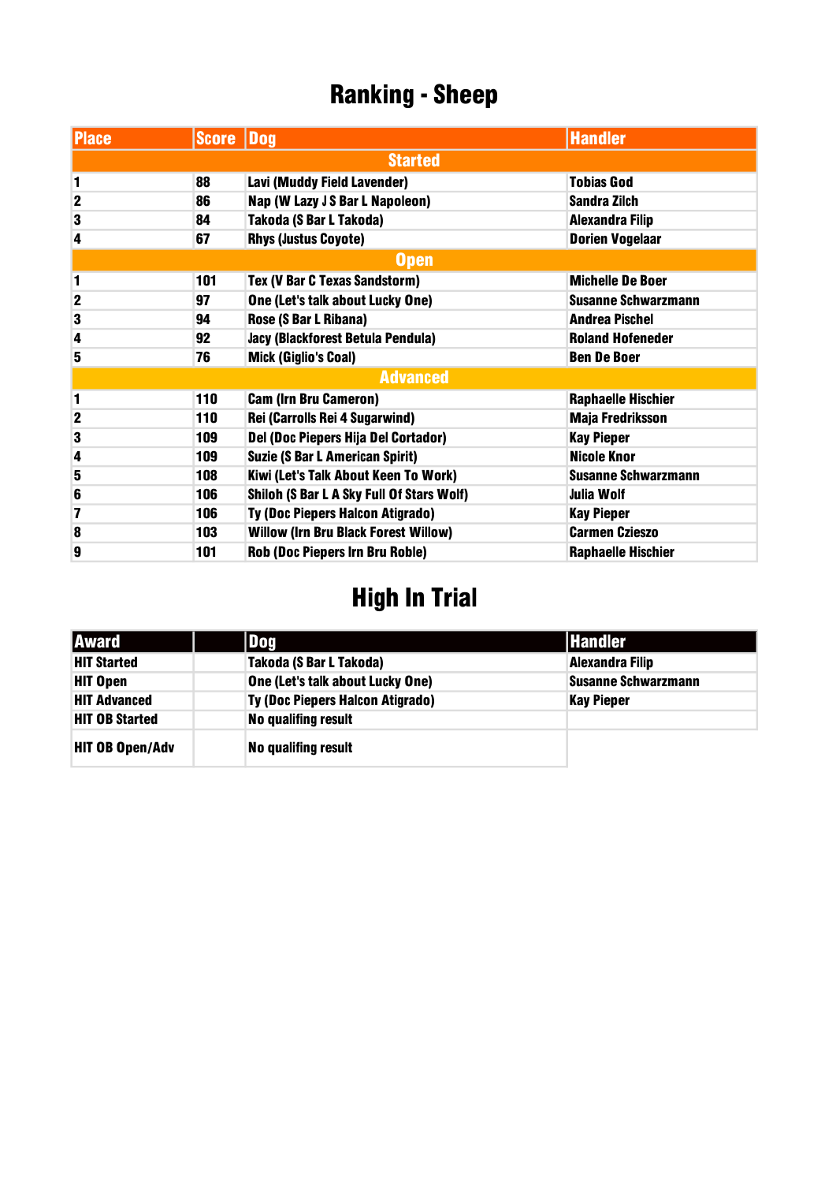# Ranking - Sheep

| Place | Score | Dog | Handler |
|---|---|---|---|
| **Started** | | | |
| 1 | 88 | Lavi (Muddy Field Lavender) | Tobias God |
| 2 | 86 | Nap (W Lazy J S Bar L Napoleon) | Sandra Zilch |
| 3 | 84 | Takoda (S Bar L Takoda) | Alexandra Filip |
| 4 | 67 | Rhys (Justus Coyote) | Dorien Vogelaar |
| **Open** | | | |
| 1 | 101 | Tex (V Bar C Texas Sandstorm) | Michelle De Boer |
| 2 | 97 | One (Let's talk about Lucky One) | Susanne Schwarzmann |
| 3 | 94 | Rose (S Bar L Ribana) | Andrea Pischel |
| 4 | 92 | Jacy (Blackforest Betula Pendula) | Roland Hofeneder |
| 5 | 76 | Mick (Giglio's Coal) | Ben De Boer |
| **Advanced** | | | |
| 1 | 110 | Cam (Irn Bru Cameron) | Raphaelle Hischier |
| 2 | 110 | Rei (Carrolls Rei 4 Sugarwind) | Maja Fredriksson |
| 3 | 109 | Del (Doc Piepers Hija Del Cortador) | Kay Pieper |
| 4 | 109 | Suzie (S Bar L American Spirit) | Nicole Knor |
| 5 | 108 | Kiwi (Let's Talk About Keen To Work) | Susanne Schwarzmann |
| 6 | 106 | Shiloh (S Bar L A Sky Full Of Stars Wolf) | Julia Wolf |
| 7 | 106 | Ty (Doc Piepers Halcon Atigrado) | Kay Pieper |
| 8 | 103 | Willow (Irn Bru Black Forest Willow) | Carmen Czieszo |
| 9 | 101 | Rob (Doc Piepers Irn Bru Roble) | Raphaelle Hischier |

# High In Trial

| Award | | Dog | Handler |
|---|---|---|---|
| HIT Started | | Takoda (S Bar L Takoda) | Alexandra Filip |
| HIT Open | | One (Let's talk about Lucky One) | Susanne Schwarzmann |
| HIT Advanced | | Ty (Doc Piepers Halcon Atigrado) | Kay Pieper |
| HIT OB Started | | No qualifing result | |
| HIT OB Open/Adv | | No qualifing result | |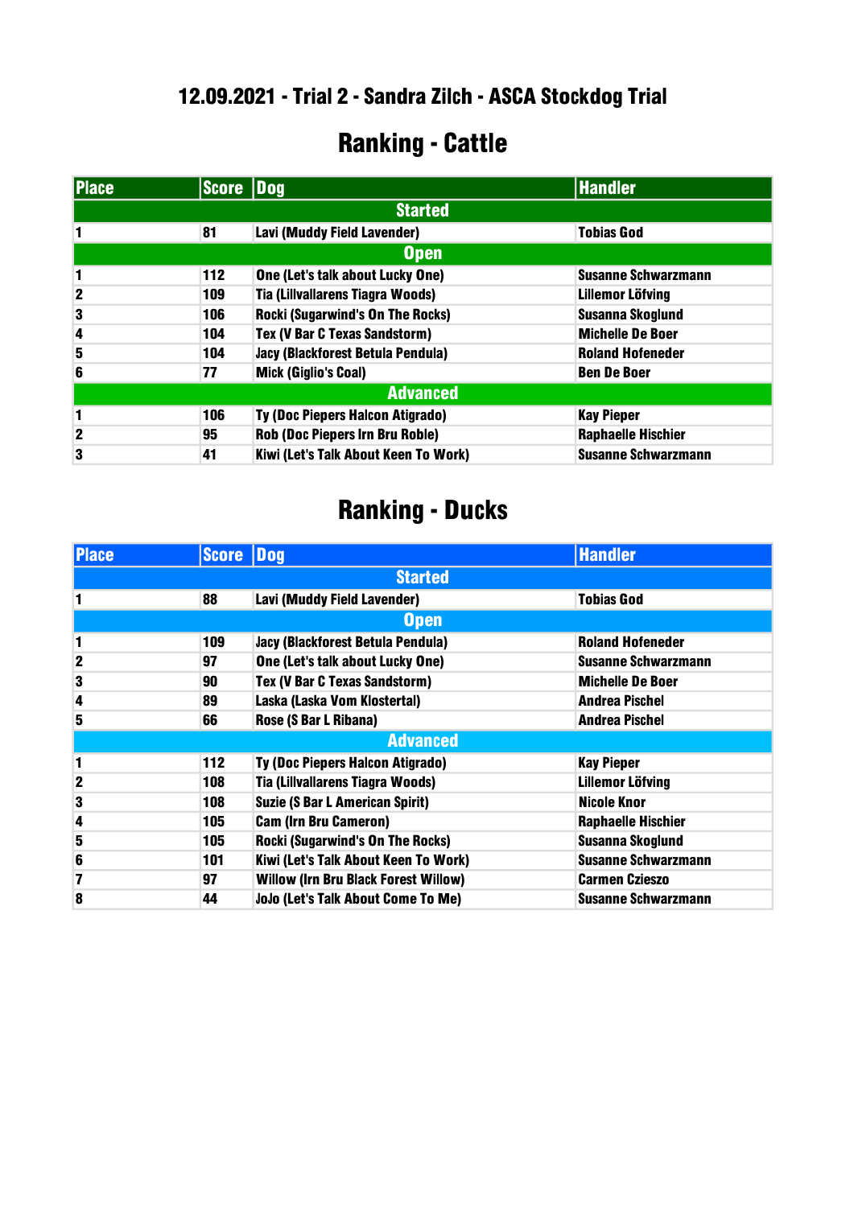## 12.09.2021 - Trial 2 - Sandra Zilch - ASCA Stockdog Trial

# Ranking - Cattle

| Place | Score | Dog | Handler |
|---|---|---|---|
| **Started** | | | |
| 1 | 81 | Lavi (Muddy Field Lavender) | Tobias God |
| **Open** | | | |
| 1 | 112 | One (Let's talk about Lucky One) | Susanne Schwarzmann |
| 2 | 109 | Tia (Lillvallarens Tiagra Woods) | Lillemor Löfving |
| 3 | 106 | Rocki (Sugarwind's On The Rocks) | Susanna Skoglund |
| 4 | 104 | Tex (V Bar C Texas Sandstorm) | Michelle De Boer |
| 5 | 104 | Jacy (Blackforest Betula Pendula) | Roland Hofeneder |
| 6 | 77 | Mick (Giglio's Coal) | Ben De Boer |
| **Advanced** | | | |
| 1 | 106 | Ty (Doc Piepers Halcon Atigrado) | Kay Pieper |
| 2 | 95 | Rob (Doc Piepers Irn Bru Roble) | Raphaelle Hischier |
| 3 | 41 | Kiwi (Let's Talk About Keen To Work) | Susanne Schwarzmann |

# Ranking - Ducks

| Place | Score | Dog | Handler |
|---|---|---|---|
| **Started** | | | |
| 1 | 88 | Lavi (Muddy Field Lavender) | Tobias God |
| **Open** | | | |
| 1 | 109 | Jacy (Blackforest Betula Pendula) | Roland Hofeneder |
| 2 | 97 | One (Let's talk about Lucky One) | Susanne Schwarzmann |
| 3 | 90 | Tex (V Bar C Texas Sandstorm) | Michelle De Boer |
| 4 | 89 | Laska (Laska Vom Klostertal) | Andrea Pischel |
| 5 | 66 | Rose (S Bar L Ribana) | Andrea Pischel |
| **Advanced** | | | |
| 1 | 112 | Ty (Doc Piepers Halcon Atigrado) | Kay Pieper |
| 2 | 108 | Tia (Lillvallarens Tiagra Woods) | Lillemor Löfving |
| 3 | 108 | Suzie (S Bar L American Spirit) | Nicole Knor |
| 4 | 105 | Cam (Irn Bru Cameron) | Raphaelle Hischier |
| 5 | 105 | Rocki (Sugarwind's On The Rocks) | Susanna Skoglund |
| 6 | 101 | Kiwi (Let's Talk About Keen To Work) | Susanne Schwarzmann |
| 7 | 97 | Willow (Irn Bru Black Forest Willow) | Carmen Czieszo |
| 8 | 44 | JoJo (Let's Talk About Come To Me) | Susanne Schwarzmann |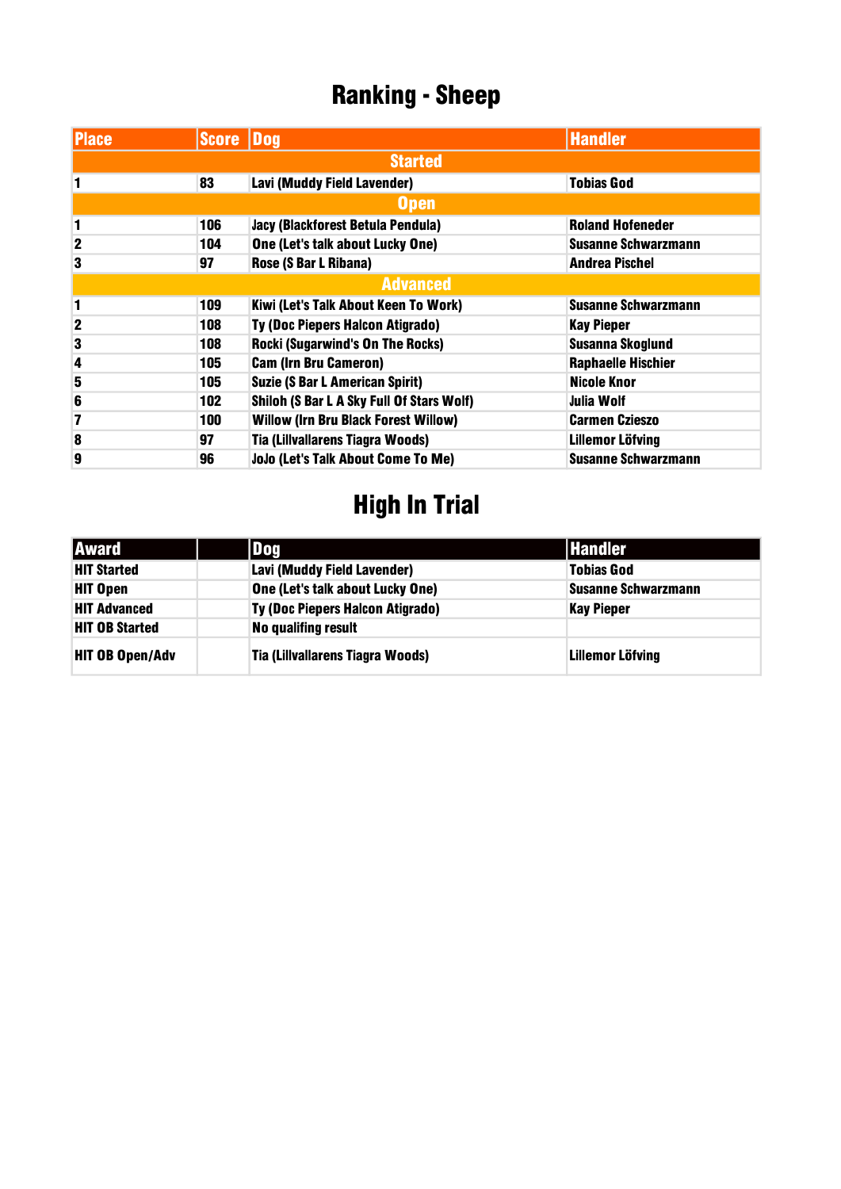# Ranking - Sheep

| Place | Score | Dog | Handler |
|---|---|---|---|
| **Started** | | | |
| 1 | 83 | Lavi (Muddy Field Lavender) | Tobias God |
| **Open** | | | |
| 1 | 106 | Jacy (Blackforest Betula Pendula) | Roland Hofeneder |
| 2 | 104 | One (Let's talk about Lucky One) | Susanne Schwarzmann |
| 3 | 97 | Rose (S Bar L Ribana) | Andrea Pischel |
| **Advanced** | | | |
| 1 | 109 | Kiwi (Let's Talk About Keen To Work) | Susanne Schwarzmann |
| 2 | 108 | Ty (Doc Piepers Halcon Atigrado) | Kay Pieper |
| 3 | 108 | Rocki (Sugarwind's On The Rocks) | Susanna Skoglund |
| 4 | 105 | Cam (Irn Bru Cameron) | Raphaelle Hischier |
| 5 | 105 | Suzie (S Bar L American Spirit) | Nicole Knor |
| 6 | 102 | Shiloh (S Bar L A Sky Full Of Stars Wolf) | Julia Wolf |
| 7 | 100 | Willow (Irn Bru Black Forest Willow) | Carmen Czieszo |
| 8 | 97 | Tia (Lillvallarens Tiagra Woods) | Lillemor Löfving |
| 9 | 96 | JoJo (Let's Talk About Come To Me) | Susanne Schwarzmann |

# High In Trial

| Award | | Dog | Handler |
|---|---|---|---|
| HIT Started | | Lavi (Muddy Field Lavender) | Tobias God |
| HIT Open | | One (Let's talk about Lucky One) | Susanne Schwarzmann |
| HIT Advanced | | Ty (Doc Piepers Halcon Atigrado) | Kay Pieper |
| HIT OB Started | | No qualifing result | |
| HIT OB Open/Adv | | Tia (Lillvallarens Tiagra Woods) | Lillemor Löfving |